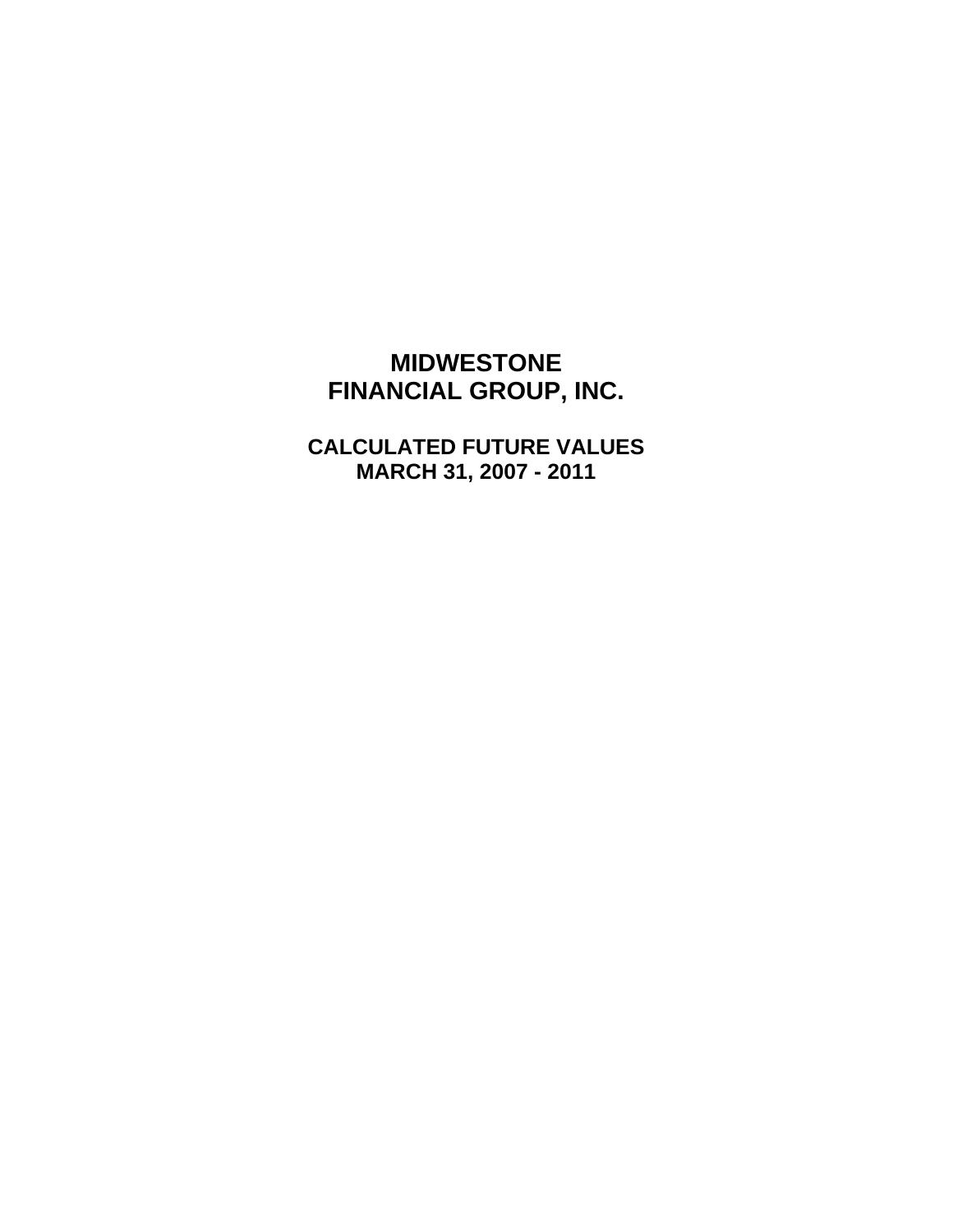# MIDWESTONE FINANCIAL GROUP, INC.

## CALCULATED FUTURE VALUES
## MARCH 31, 2007 - 2011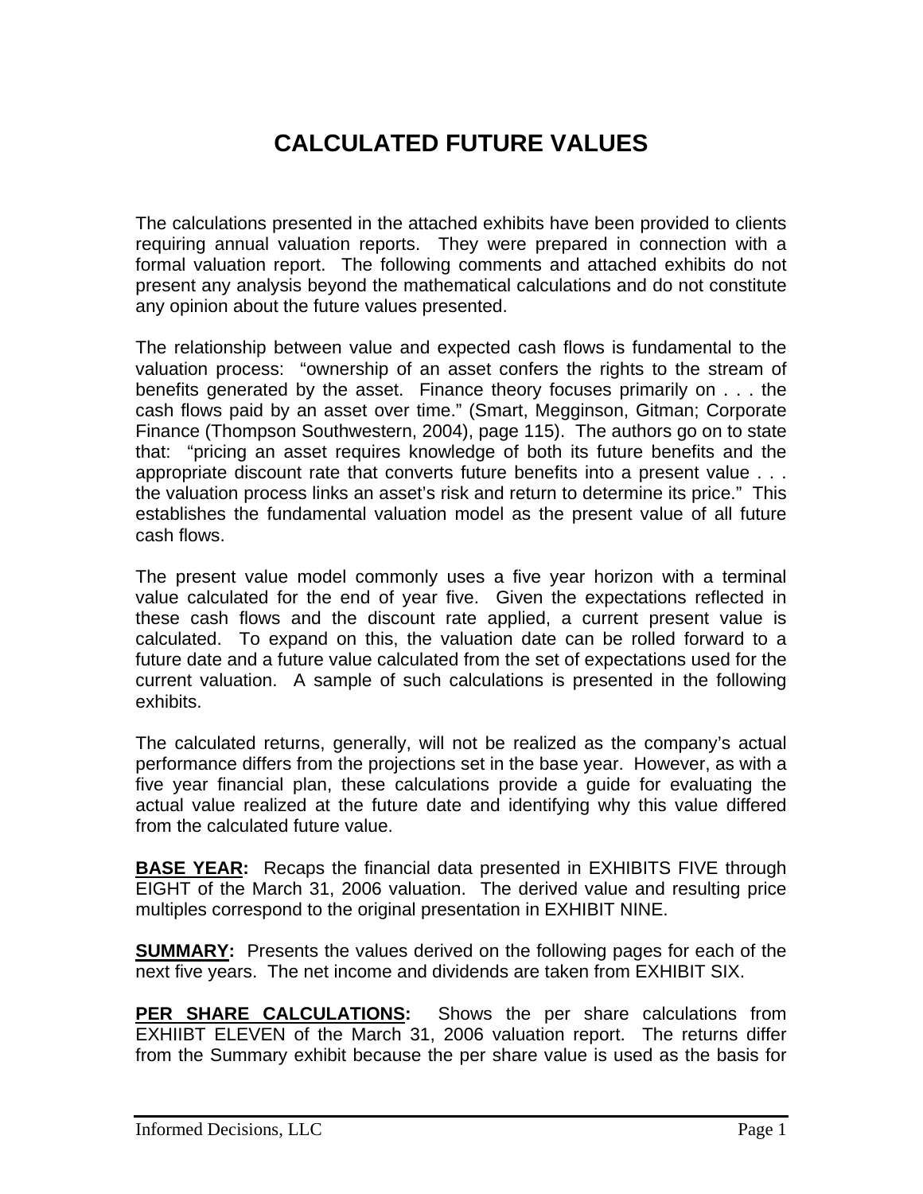# CALCULATED FUTURE VALUES

The calculations presented in the attached exhibits have been provided to clients requiring annual valuation reports. They were prepared in connection with a formal valuation report. The following comments and attached exhibits do not present any analysis beyond the mathematical calculations and do not constitute any opinion about the future values presented.

The relationship between value and expected cash flows is fundamental to the valuation process: "ownership of an asset confers the rights to the stream of benefits generated by the asset. Finance theory focuses primarily on . . . the cash flows paid by an asset over time." (Smart, Megginson, Gitman; Corporate Finance (Thompson Southwestern, 2004), page 115). The authors go on to state that: "pricing an asset requires knowledge of both its future benefits and the appropriate discount rate that converts future benefits into a present value . . . the valuation process links an asset's risk and return to determine its price." This establishes the fundamental valuation model as the present value of all future cash flows.

The present value model commonly uses a five year horizon with a terminal value calculated for the end of year five. Given the expectations reflected in these cash flows and the discount rate applied, a current present value is calculated. To expand on this, the valuation date can be rolled forward to a future date and a future value calculated from the set of expectations used for the current valuation. A sample of such calculations is presented in the following exhibits.

The calculated returns, generally, will not be realized as the company's actual performance differs from the projections set in the base year. However, as with a five year financial plan, these calculations provide a guide for evaluating the actual value realized at the future date and identifying why this value differed from the calculated future value.

**BASE YEAR:** Recaps the financial data presented in EXHIBITS FIVE through EIGHT of the March 31, 2006 valuation. The derived value and resulting price multiples correspond to the original presentation in EXHIBIT NINE.

**SUMMARY:** Presents the values derived on the following pages for each of the next five years. The net income and dividends are taken from EXHIBIT SIX.

**PER SHARE CALCULATIONS:** Shows the per share calculations from EXHIIBT ELEVEN of the March 31, 2006 valuation report. The returns differ from the Summary exhibit because the per share value is used as the basis for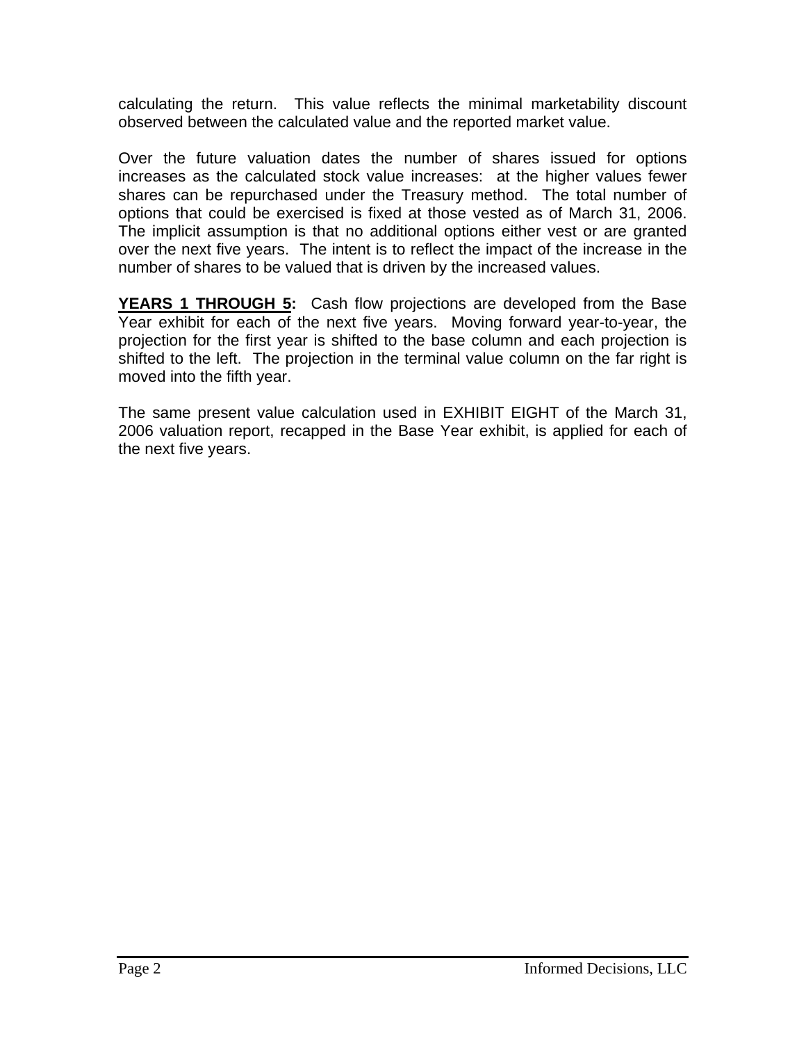calculating the return. This value reflects the minimal marketability discount observed between the calculated value and the reported market value.

Over the future valuation dates the number of shares issued for options increases as the calculated stock value increases: at the higher values fewer shares can be repurchased under the Treasury method. The total number of options that could be exercised is fixed at those vested as of March 31, 2006. The implicit assumption is that no additional options either vest or are granted over the next five years. The intent is to reflect the impact of the increase in the number of shares to be valued that is driven by the increased values.

**YEARS 1 THROUGH 5:** Cash flow projections are developed from the Base Year exhibit for each of the next five years. Moving forward year-to-year, the projection for the first year is shifted to the base column and each projection is shifted to the left. The projection in the terminal value column on the far right is moved into the fifth year.

The same present value calculation used in EXHIBIT EIGHT of the March 31, 2006 valuation report, recapped in the Base Year exhibit, is applied for each of the next five years.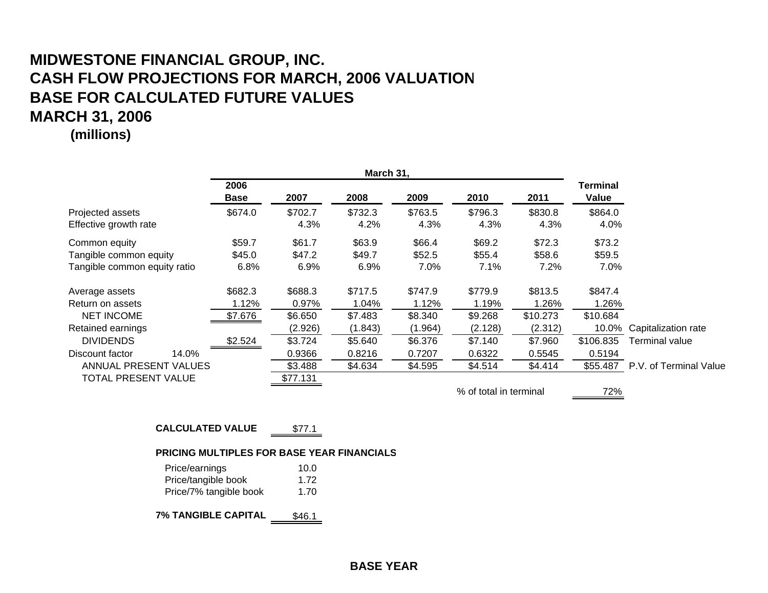# MIDWESTONE FINANCIAL GROUP, INC.
# CASH FLOW PROJECTIONS FOR MARCH, 2006 VALUATION
# BASE FOR CALCULATED FUTURE VALUES
# MARCH 31, 2006

**(millions)**

| | | March 31, | | | | | | |
|---|---|---|---|---|---|---|---|---|
| | **2006 Base** | **2007** | **2008** | **2009** | **2010** | **2011** | **Terminal Value** | |
| Projected assets | $674.0 | $702.7 | $732.3 | $763.5 | $796.3 | $830.8 | $864.0 | |
| Effective growth rate | | 4.3% | 4.2% | 4.3% | 4.3% | 4.3% | 4.0% | |
| Common equity | $59.7 | $61.7 | $63.9 | $66.4 | $69.2 | $72.3 | $73.2 | |
| Tangible common equity | $45.0 | $47.2 | $49.7 | $52.5 | $55.4 | $58.6 | $59.5 | |
| Tangible common equity ratio | 6.8% | 6.9% | 6.9% | 7.0% | 7.1% | 7.2% | 7.0% | |
| Average assets | $682.3 | $688.3 | $717.5 | $747.9 | $779.9 | $813.5 | $847.4 | |
| Return on assets | 1.12% | 0.97% | 1.04% | 1.12% | 1.19% | 1.26% | 1.26% | |
| NET INCOME | $7.676 | $6.650 | $7.483 | $8.340 | $9.268 | $10.273 | $10.684 | |
| Retained earnings | | (2.926) | (1.843) | (1.964) | (2.128) | (2.312) | 10.0% | Capitalization rate |
| DIVIDENDS | $2.524 | $3.724 | $5.640 | $6.376 | $7.140 | $7.960 | $106.835 | Terminal value |
| Discount factor 14.0% | | 0.9366 | 0.8216 | 0.7207 | 0.6322 | 0.5545 | 0.5194 | |
| ANNUAL PRESENT VALUES | | $3.488 | $4.634 | $4.595 | $4.514 | $4.414 | $55.487 | P.V. of Terminal Value |
| TOTAL PRESENT VALUE | | $77.131 | | | | | | |
| | | | | | % of total in terminal | | 72% | |

**CALCULATED VALUE** $77.1

**PRICING MULTIPLES FOR BASE YEAR FINANCIALS**

| | |
|---|---|
| Price/earnings | 10.0 |
| Price/tangible book | 1.72 |
| Price/7% tangible book | 1.70 |

**7% TANGIBLE CAPITAL** $46.1

**BASE YEAR**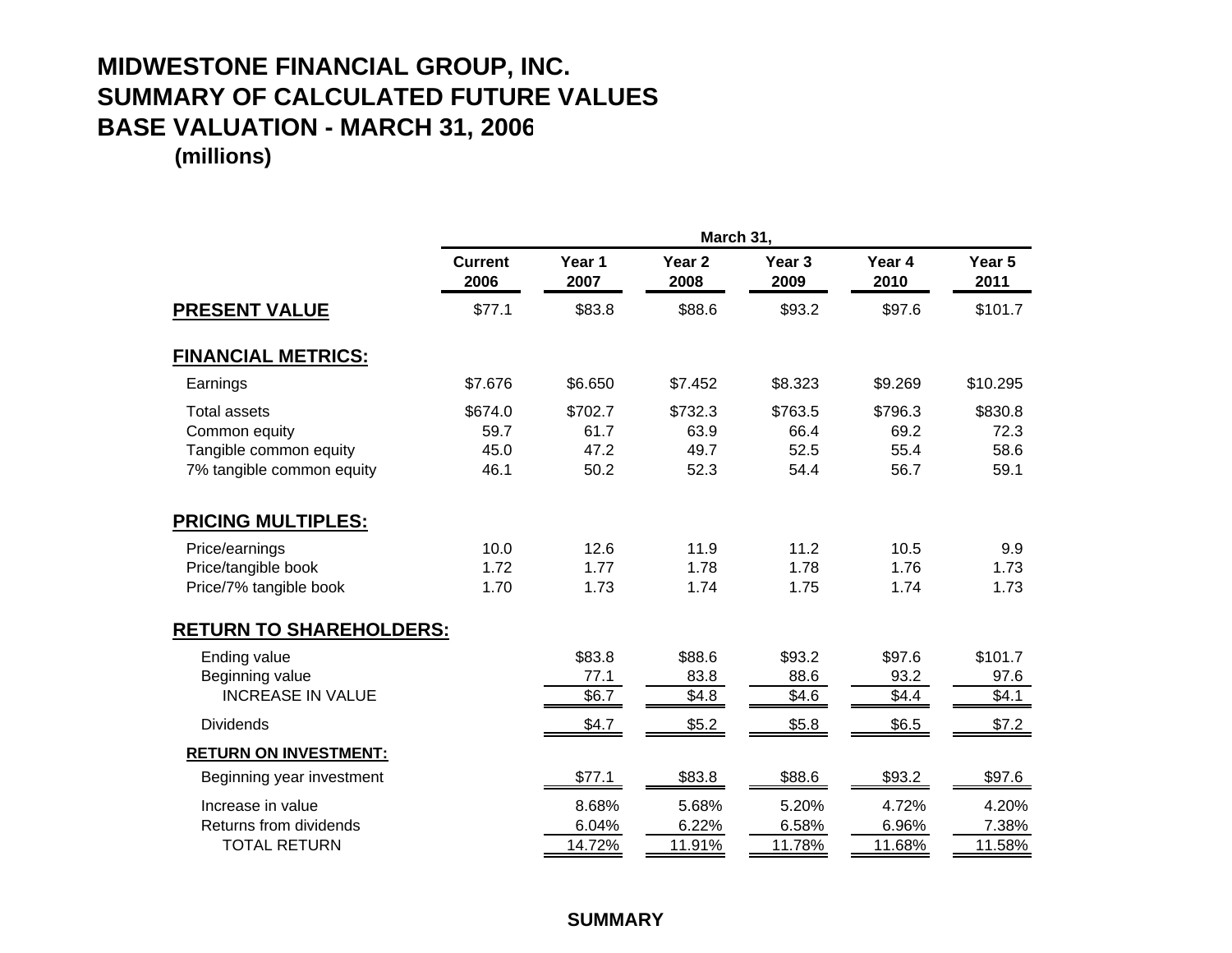# MIDWESTONE FINANCIAL GROUP, INC.
# SUMMARY OF CALCULATED FUTURE VALUES
# BASE VALUATION - MARCH 31, 2006

**(millions)**

| | March 31, | | | | | |
|---|---|---|---|---|---|---|
| | **Current 2006** | **Year 1 2007** | **Year 2 2008** | **Year 3 2009** | **Year 4 2010** | **Year 5 2011** |
| **PRESENT VALUE** | $77.1 | $83.8 | $88.6 | $93.2 | $97.6 | $101.7 |
| **FINANCIAL METRICS:** | | | | | | |
| Earnings | $7.676 | $6.650 | $7.452 | $8.323 | $9.269 | $10.295 |
| Total assets | $674.0 | $702.7 | $732.3 | $763.5 | $796.3 | $830.8 |
| Common equity | 59.7 | 61.7 | 63.9 | 66.4 | 69.2 | 72.3 |
| Tangible common equity | 45.0 | 47.2 | 49.7 | 52.5 | 55.4 | 58.6 |
| 7% tangible common equity | 46.1 | 50.2 | 52.3 | 54.4 | 56.7 | 59.1 |
| **PRICING MULTIPLES:** | | | | | | |
| Price/earnings | 10.0 | 12.6 | 11.9 | 11.2 | 10.5 | 9.9 |
| Price/tangible book | 1.72 | 1.77 | 1.78 | 1.78 | 1.76 | 1.73 |
| Price/7% tangible book | 1.70 | 1.73 | 1.74 | 1.75 | 1.74 | 1.73 |
| **RETURN TO SHAREHOLDERS:** | | | | | | |
| Ending value | | $83.8 | $88.6 | $93.2 | $97.6 | $101.7 |
| Beginning value | | 77.1 | 83.8 | 88.6 | 93.2 | 97.6 |
| INCREASE IN VALUE | | $6.7 | $4.8 | $4.6 | $4.4 | $4.1 |
| Dividends | | $4.7 | $5.2 | $5.8 | $6.5 | $7.2 |
| **RETURN ON INVESTMENT:** | | | | | | |
| Beginning year investment | | $77.1 | $83.8 | $88.6 | $93.2 | $97.6 |
| Increase in value | | 8.68% | 5.68% | 5.20% | 4.72% | 4.20% |
| Returns from dividends | | 6.04% | 6.22% | 6.58% | 6.96% | 7.38% |
| TOTAL RETURN | | 14.72% | 11.91% | 11.78% | 11.68% | 11.58% |

**SUMMARY**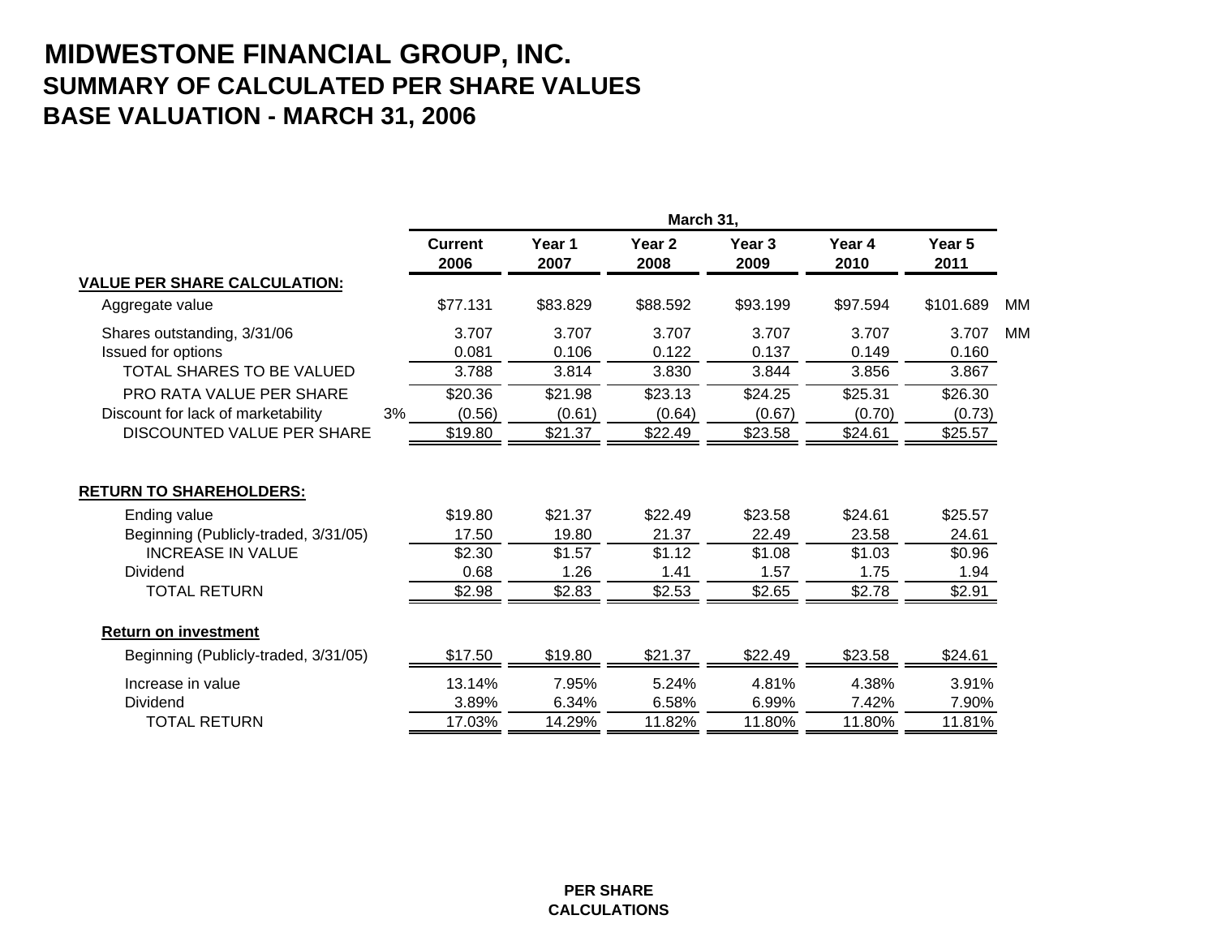# MIDWESTONE FINANCIAL GROUP, INC.
## SUMMARY OF CALCULATED PER SHARE VALUES
## BASE VALUATION - MARCH 31, 2006

| | | March 31, | | | | | | |
|---|---|---|---|---|---|---|---|---|
| | | **Current 2006** | **Year 1 2007** | **Year 2 2008** | **Year 3 2009** | **Year 4 2010** | **Year 5 2011** | |
| **VALUE PER SHARE CALCULATION:** | | | | | | | | |
| Aggregate value | | $77.131 | $83.829 | $88.592 | $93.199 | $97.594 | $101.689 | MM |
| Shares outstanding, 3/31/06 | | 3.707 | 3.707 | 3.707 | 3.707 | 3.707 | 3.707 | MM |
| Issued for options | | 0.081 | 0.106 | 0.122 | 0.137 | 0.149 | 0.160 | |
| TOTAL SHARES TO BE VALUED | | 3.788 | 3.814 | 3.830 | 3.844 | 3.856 | 3.867 | |
| PRO RATA VALUE PER SHARE | | $20.36 | $21.98 | $23.13 | $24.25 | $25.31 | $26.30 | |
| Discount for lack of marketability | 3% | (0.56) | (0.61) | (0.64) | (0.67) | (0.70) | (0.73) | |
| DISCOUNTED VALUE PER SHARE | | $19.80 | $21.37 | $22.49 | $23.58 | $24.61 | $25.57 | |
| **RETURN TO SHAREHOLDERS:** | | | | | | | | |
| Ending value | | $19.80 | $21.37 | $22.49 | $23.58 | $24.61 | $25.57 | |
| Beginning (Publicly-traded, 3/31/05) | | 17.50 | 19.80 | 21.37 | 22.49 | 23.58 | 24.61 | |
| INCREASE IN VALUE | | $2.30 | $1.57 | $1.12 | $1.08 | $1.03 | $0.96 | |
| Dividend | | 0.68 | 1.26 | 1.41 | 1.57 | 1.75 | 1.94 | |
| TOTAL RETURN | | $2.98 | $2.83 | $2.53 | $2.65 | $2.78 | $2.91 | |
| **Return on investment** | | | | | | | | |
| Beginning (Publicly-traded, 3/31/05) | | $17.50 | $19.80 | $21.37 | $22.49 | $23.58 | $24.61 | |
| Increase in value | | 13.14% | 7.95% | 5.24% | 4.81% | 4.38% | 3.91% | |
| Dividend | | 3.89% | 6.34% | 6.58% | 6.99% | 7.42% | 7.90% | |
| TOTAL RETURN | | 17.03% | 14.29% | 11.82% | 11.80% | 11.80% | 11.81% | |

**PER SHARE CALCULATIONS**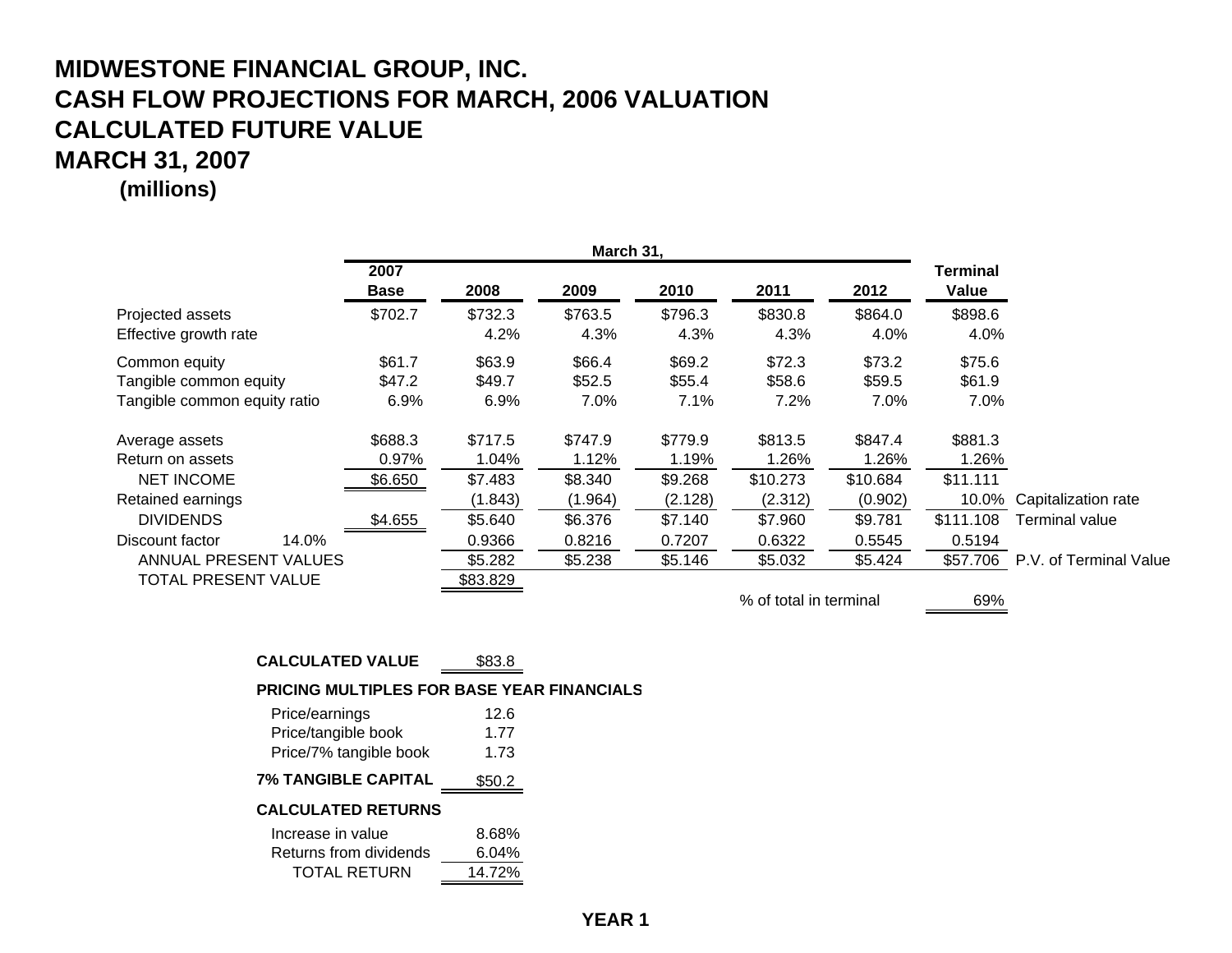# MIDWESTONE FINANCIAL GROUP, INC.
# CASH FLOW PROJECTIONS FOR MARCH, 2006 VALUATION
# CALCULATED FUTURE VALUE
# MARCH 31, 2007
**(millions)**

| | | March 31, | | | | | | | |
|---|---|---|---|---|---|---|---|---|---|
| | | **2007 Base** | **2008** | **2009** | **2010** | **2011** | **2012** | **Terminal Value** | |
| Projected assets | | $702.7 | $732.3 | $763.5 | $796.3 | $830.8 | $864.0 | $898.6 | |
| Effective growth rate | | | 4.2% | 4.3% | 4.3% | 4.3% | 4.0% | 4.0% | |
| Common equity | | $61.7 | $63.9 | $66.4 | $69.2 | $72.3 | $73.2 | $75.6 | |
| Tangible common equity | | $47.2 | $49.7 | $52.5 | $55.4 | $58.6 | $59.5 | $61.9 | |
| Tangible common equity ratio | | 6.9% | 6.9% | 7.0% | 7.1% | 7.2% | 7.0% | 7.0% | |
| Average assets | | $688.3 | $717.5 | $747.9 | $779.9 | $813.5 | $847.4 | $881.3 | |
| Return on assets | | 0.97% | 1.04% | 1.12% | 1.19% | 1.26% | 1.26% | 1.26% | |
| NET INCOME | | $6.650 | $7.483 | $8.340 | $9.268 | $10.273 | $10.684 | $11.111 | |
| Retained earnings | | | (1.843) | (1.964) | (2.128) | (2.312) | (0.902) | 10.0% | Capitalization rate |
| DIVIDENDS | | $4.655 | $5.640 | $6.376 | $7.140 | $7.960 | $9.781 | $111.108 | Terminal value |
| Discount factor | 14.0% | | 0.9366 | 0.8216 | 0.7207 | 0.6322 | 0.5545 | 0.5194 | |
| ANNUAL PRESENT VALUES | | | $5.282 | $5.238 | $5.146 | $5.032 | $5.424 | $57.706 | P.V. of Terminal Value |
| TOTAL PRESENT VALUE | | | $83.829 | | | | | | |
| | | | | | | % of total in terminal | | 69% | |

| | |
|---|---|
| **CALCULATED VALUE** | $83.8 |
| **PRICING MULTIPLES FOR BASE YEAR FINANCIALS** | |
| Price/earnings | 12.6 |
| Price/tangible book | 1.77 |
| Price/7% tangible book | 1.73 |
| **7% TANGIBLE CAPITAL** | $50.2 |
| **CALCULATED RETURNS** | |
| Increase in value | 8.68% |
| Returns from dividends | 6.04% |
| TOTAL RETURN | 14.72% |

**YEAR 1**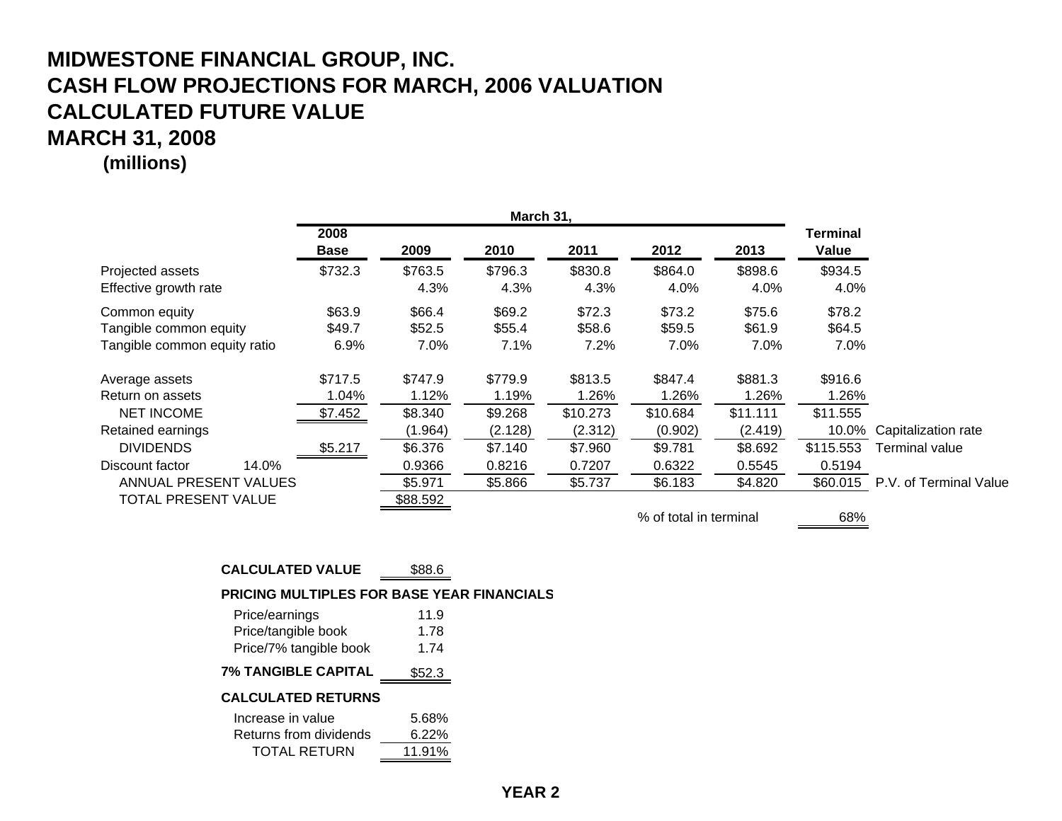# MIDWESTONE FINANCIAL GROUP, INC.
# CASH FLOW PROJECTIONS FOR MARCH, 2006 VALUATION
# CALCULATED FUTURE VALUE
# MARCH 31, 2008

**(millions)**

| | March 31, | | | | | | | |
|---|---|---|---|---|---|---|---|---|
| | 2008 Base | 2009 | 2010 | 2011 | 2012 | 2013 | Terminal Value | |
| Projected assets | $732.3 | $763.5 | $796.3 | $830.8 | $864.0 | $898.6 | $934.5 | |
| Effective growth rate | | 4.3% | 4.3% | 4.3% | 4.0% | 4.0% | 4.0% | |
| Common equity | $63.9 | $66.4 | $69.2 | $72.3 | $73.2 | $75.6 | $78.2 | |
| Tangible common equity | $49.7 | $52.5 | $55.4 | $58.6 | $59.5 | $61.9 | $64.5 | |
| Tangible common equity ratio | 6.9% | 7.0% | 7.1% | 7.2% | 7.0% | 7.0% | 7.0% | |
| Average assets | $717.5 | $747.9 | $779.9 | $813.5 | $847.4 | $881.3 | $916.6 | |
| Return on assets | 1.04% | 1.12% | 1.19% | 1.26% | 1.26% | 1.26% | 1.26% | |
| NET INCOME | $7.452 | $8.340 | $9.268 | $10.273 | $10.684 | $11.111 | $11.555 | |
| Retained earnings | | (1.964) | (2.128) | (2.312) | (0.902) | (2.419) | 10.0% | Capitalization rate |
| DIVIDENDS | $5.217 | $6.376 | $7.140 | $7.960 | $9.781 | $8.692 | $115.553 | Terminal value |
| Discount factor 14.0% | | 0.9366 | 0.8216 | 0.7207 | 0.6322 | 0.5545 | 0.5194 | |
| ANNUAL PRESENT VALUES | | $5.971 | $5.866 | $5.737 | $6.183 | $4.820 | $60.015 | P.V. of Terminal Value |
| TOTAL PRESENT VALUE | | $88.592 | | | | | | |
| | | | | | % of total in terminal | | 68% | |

| | |
|---|---|
| **CALCULATED VALUE** | $88.6 |
| **PRICING MULTIPLES FOR BASE YEAR FINANCIALS** | |
| Price/earnings | 11.9 |
| Price/tangible book | 1.78 |
| Price/7% tangible book | 1.74 |
| **7% TANGIBLE CAPITAL** | $52.3 |
| **CALCULATED RETURNS** | |
| Increase in value | 5.68% |
| Returns from dividends | 6.22% |
| TOTAL RETURN | 11.91% |

**YEAR 2**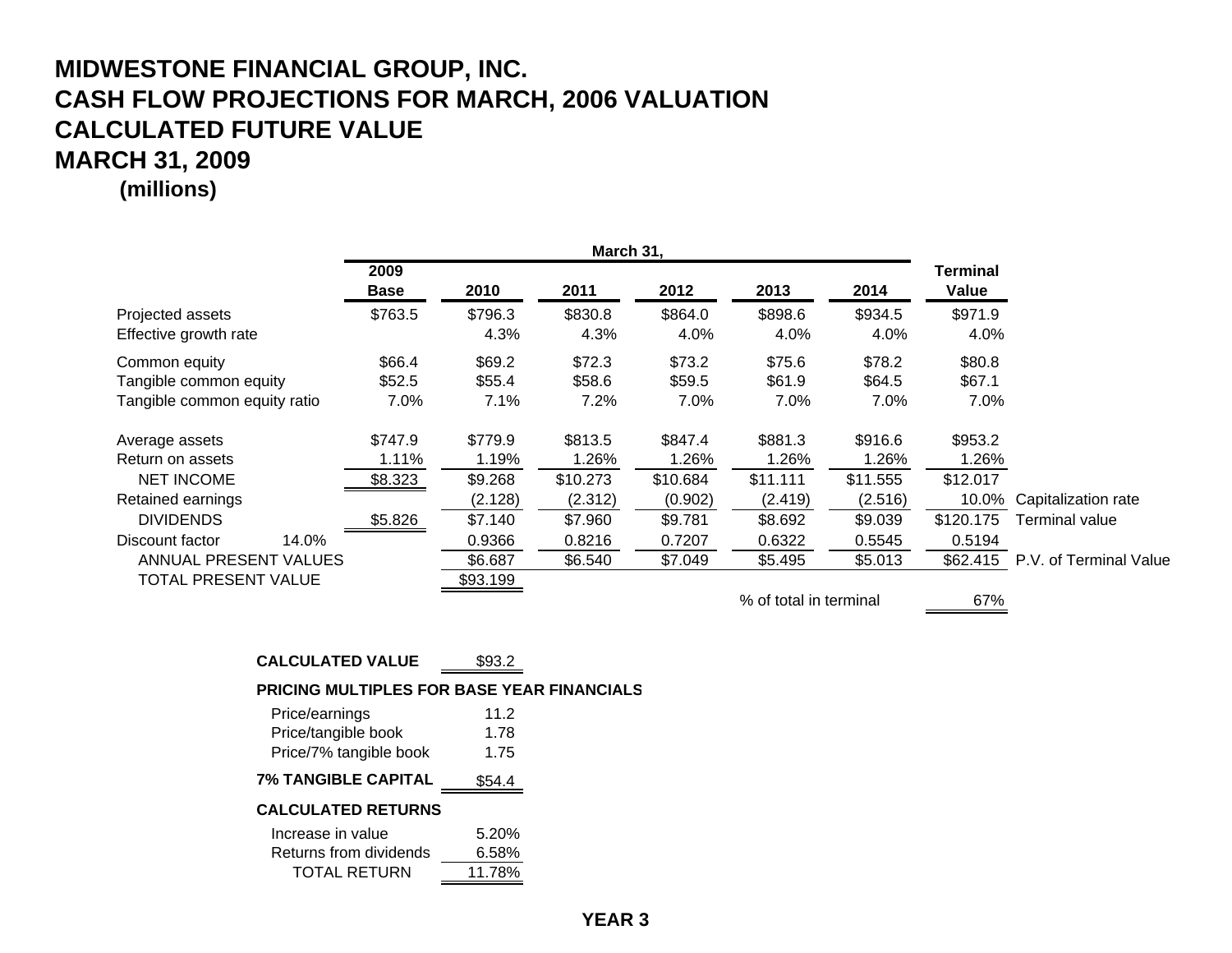# MIDWESTONE FINANCIAL GROUP, INC.
# CASH FLOW PROJECTIONS FOR MARCH, 2006 VALUATION
# CALCULATED FUTURE VALUE
# MARCH 31, 2009

**(millions)**

| | | March 31, | | | | | | | |
|---|---|---|---|---|---|---|---|---|---|
| | | **2009 Base** | **2010** | **2011** | **2012** | **2013** | **2014** | **Terminal Value** | |
| Projected assets | | $763.5 | $796.3 | $830.8 | $864.0 | $898.6 | $934.5 | $971.9 | |
| Effective growth rate | | | 4.3% | 4.3% | 4.0% | 4.0% | 4.0% | 4.0% | |
| Common equity | | $66.4 | $69.2 | $72.3 | $73.2 | $75.6 | $78.2 | $80.8 | |
| Tangible common equity | | $52.5 | $55.4 | $58.6 | $59.5 | $61.9 | $64.5 | $67.1 | |
| Tangible common equity ratio | | 7.0% | 7.1% | 7.2% | 7.0% | 7.0% | 7.0% | 7.0% | |
| Average assets | | $747.9 | $779.9 | $813.5 | $847.4 | $881.3 | $916.6 | $953.2 | |
| Return on assets | | 1.11% | 1.19% | 1.26% | 1.26% | 1.26% | 1.26% | 1.26% | |
| NET INCOME | | $8.323 | $9.268 | $10.273 | $10.684 | $11.111 | $11.555 | $12.017 | |
| Retained earnings | | | (2.128) | (2.312) | (0.902) | (2.419) | (2.516) | 10.0% | Capitalization rate |
| DIVIDENDS | | $5.826 | $7.140 | $7.960 | $9.781 | $8.692 | $9.039 | $120.175 | Terminal value |
| Discount factor | 14.0% | | 0.9366 | 0.8216 | 0.7207 | 0.6322 | 0.5545 | 0.5194 | |
| ANNUAL PRESENT VALUES | | | $6.687 | $6.540 | $7.049 | $5.495 | $5.013 | $62.415 | P.V. of Terminal Value |
| TOTAL PRESENT VALUE | | | $93.199 | | | | | | |
| | | | | | | % of total in terminal | | 67% | |

| | |
|---|---|
| **CALCULATED VALUE** | $93.2 |
| **PRICING MULTIPLES FOR BASE YEAR FINANCIALS** | |
| Price/earnings | 11.2 |
| Price/tangible book | 1.78 |
| Price/7% tangible book | 1.75 |
| **7% TANGIBLE CAPITAL** | $54.4 |
| **CALCULATED RETURNS** | |
| Increase in value | 5.20% |
| Returns from dividends | 6.58% |
| TOTAL RETURN | 11.78% |

**YEAR 3**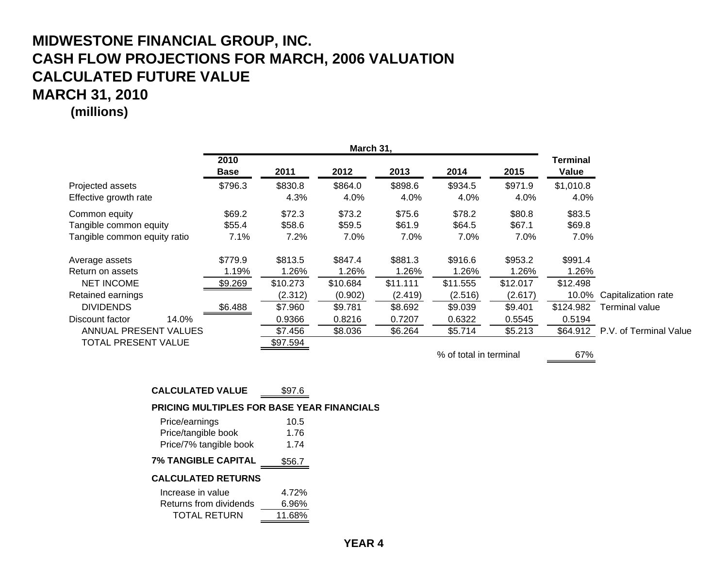# MIDWESTONE FINANCIAL GROUP, INC.
# CASH FLOW PROJECTIONS FOR MARCH, 2006 VALUATION
# CALCULATED FUTURE VALUE
# MARCH 31, 2010
**(millions)**

| | | March 31, | | | | | | | |
|---|---|---|---|---|---|---|---|---|---|
| | | **2010 Base** | **2011** | **2012** | **2013** | **2014** | **2015** | **Terminal Value** | |
| Projected assets | | $796.3 | $830.8 | $864.0 | $898.6 | $934.5 | $971.9 | $1,010.8 | |
| Effective growth rate | | | 4.3% | 4.0% | 4.0% | 4.0% | 4.0% | 4.0% | |
| Common equity | | $69.2 | $72.3 | $73.2 | $75.6 | $78.2 | $80.8 | $83.5 | |
| Tangible common equity | | $55.4 | $58.6 | $59.5 | $61.9 | $64.5 | $67.1 | $69.8 | |
| Tangible common equity ratio | | 7.1% | 7.2% | 7.0% | 7.0% | 7.0% | 7.0% | 7.0% | |
| Average assets | | $779.9 | $813.5 | $847.4 | $881.3 | $916.6 | $953.2 | $991.4 | |
| Return on assets | | 1.19% | 1.26% | 1.26% | 1.26% | 1.26% | 1.26% | 1.26% | |
| NET INCOME | | $9.269 | $10.273 | $10.684 | $11.111 | $11.555 | $12.017 | $12.498 | |
| Retained earnings | | | (2.312) | (0.902) | (2.419) | (2.516) | (2.617) | 10.0% | Capitalization rate |
| DIVIDENDS | | $6.488 | $7.960 | $9.781 | $8.692 | $9.039 | $9.401 | $124.982 | Terminal value |
| Discount factor | 14.0% | | 0.9366 | 0.8216 | 0.7207 | 0.6322 | 0.5545 | 0.5194 | |
| ANNUAL PRESENT VALUES | | | $7.456 | $8.036 | $6.264 | $5.714 | $5.213 | $64.912 | P.V. of Terminal Value |
| TOTAL PRESENT VALUE | | | $97.594 | | | | | | |
| | | | | | | % of total in terminal | | 67% | |

| | |
|---|---|
| **CALCULATED VALUE** | $97.6 |
| **PRICING MULTIPLES FOR BASE YEAR FINANCIALS** | |
| Price/earnings | 10.5 |
| Price/tangible book | 1.76 |
| Price/7% tangible book | 1.74 |
| **7% TANGIBLE CAPITAL** | $56.7 |
| **CALCULATED RETURNS** | |
| Increase in value | 4.72% |
| Returns from dividends | 6.96% |
| TOTAL RETURN | 11.68% |

**YEAR 4**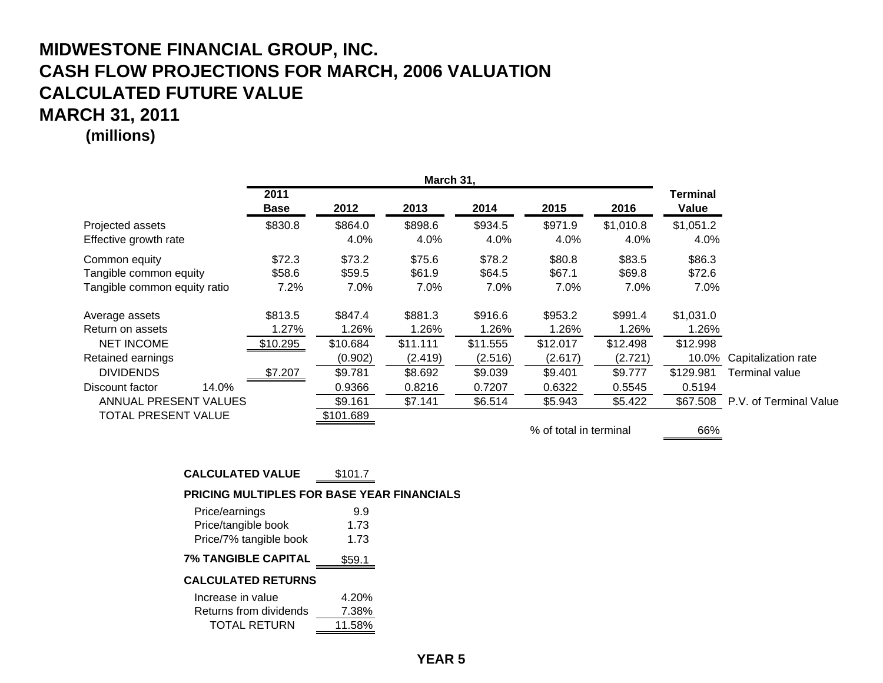# MIDWESTONE FINANCIAL GROUP, INC.
# CASH FLOW PROJECTIONS FOR MARCH, 2006 VALUATION
# CALCULATED FUTURE VALUE
# MARCH 31, 2011
**(millions)**

| | | March 31, | | | | | | | |
|---|---|---|---|---|---|---|---|---|---|
| | | 2011 Base | 2012 | 2013 | 2014 | 2015 | 2016 | Terminal Value | |
| Projected assets | | $830.8 | $864.0 | $898.6 | $934.5 | $971.9 | $1,010.8 | $1,051.2 | |
| Effective growth rate | | | 4.0% | 4.0% | 4.0% | 4.0% | 4.0% | 4.0% | |
| Common equity | | $72.3 | $73.2 | $75.6 | $78.2 | $80.8 | $83.5 | $86.3 | |
| Tangible common equity | | $58.6 | $59.5 | $61.9 | $64.5 | $67.1 | $69.8 | $72.6 | |
| Tangible common equity ratio | | 7.2% | 7.0% | 7.0% | 7.0% | 7.0% | 7.0% | 7.0% | |
| Average assets | | $813.5 | $847.4 | $881.3 | $916.6 | $953.2 | $991.4 | $1,031.0 | |
| Return on assets | | 1.27% | 1.26% | 1.26% | 1.26% | 1.26% | 1.26% | 1.26% | |
| NET INCOME | | $10.295 | $10.684 | $11.111 | $11.555 | $12.017 | $12.498 | $12.998 | |
| Retained earnings | | | (0.902) | (2.419) | (2.516) | (2.617) | (2.721) | 10.0% | Capitalization rate |
| DIVIDENDS | | $7.207 | $9.781 | $8.692 | $9.039 | $9.401 | $9.777 | $129.981 | Terminal value |
| Discount factor | 14.0% | | 0.9366 | 0.8216 | 0.7207 | 0.6322 | 0.5545 | 0.5194 | |
| ANNUAL PRESENT VALUES | | | $9.161 | $7.141 | $6.514 | $5.943 | $5.422 | $67.508 | P.V. of Terminal Value |
| TOTAL PRESENT VALUE | | | $101.689 | | | | | | |
| | | | | | | % of total in terminal | | 66% | |

| | |
|---|---|
| **CALCULATED VALUE** | $101.7 |
| **PRICING MULTIPLES FOR BASE YEAR FINANCIALS** | |
| Price/earnings | 9.9 |
| Price/tangible book | 1.73 |
| Price/7% tangible book | 1.73 |
| **7% TANGIBLE CAPITAL** | $59.1 |
| **CALCULATED RETURNS** | |
| Increase in value | 4.20% |
| Returns from dividends | 7.38% |
| TOTAL RETURN | 11.58% |

**YEAR 5**